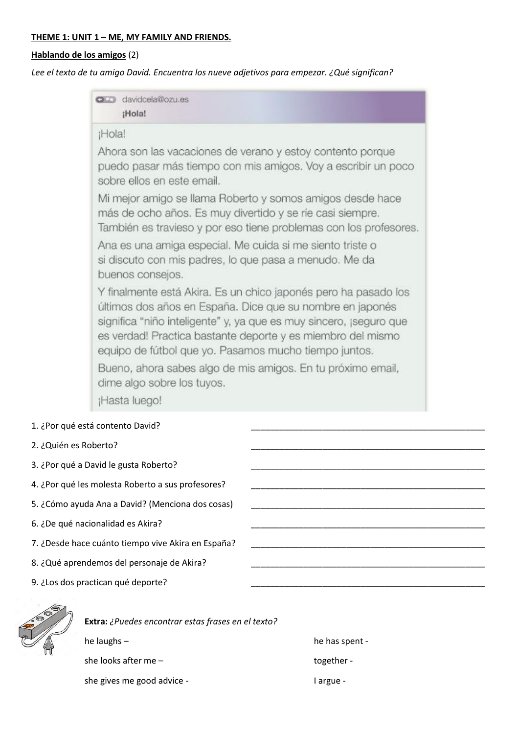**THEME 1: UNIT 1 – ME, MY FAMILY AND FRIENDS.**

**Hablando de los amigos** (2)

*Lee el texto de tu amigo David. Encuentra los nueve adjetivos para empezar. ¿Qué significan?*

davidcela@ozu.es

**¡Hola!**

¡Hola!

Ahora son las vacaciones de verano y estoy contento porque puedo pasar más tiempo con mis amigos. Voy a escribir un poco sobre ellos en este email.

Mi mejor amigo se llama Roberto y somos amigos desde hace más de ocho años. Es muy divertido y se ríe casi siempre. También es travieso y por eso tiene problemas con los profesores.

Ana es una amiga especial. Me cuida si me siento triste o si discuto con mis padres, lo que pasa a menudo. Me da buenos consejos.

Y finalmente está Akira. Es un chico japonés pero ha pasado los últimos dos años en España. Dice que su nombre en japonés significa "niño inteligente" y, ya que es muy sincero, ¡seguro que es verdad! Practica bastante deporte y es miembro del mismo equipo de fútbol que yo. Pasamos mucho tiempo juntos.

Bueno, ahora sabes algo de mis amigos. En tu próximo email, dime algo sobre los tuyos.

¡Hasta luego!

1. ¿Por qué está contento David? ______________________
2. ¿Quién es Roberto? ______________________
3. ¿Por qué a David le gusta Roberto? ______________________
4. ¿Por qué les molesta Roberto a sus profesores? ______________________
5. ¿Cómo ayuda Ana a David? (Menciona dos cosas) ______________________
6. ¿De qué nacionalidad es Akira? ______________________
7. ¿Desde hace cuánto tiempo vive Akira en España? ______________________
8. ¿Qué aprendemos del personaje de Akira? ______________________
9. ¿Los dos practican qué deporte? ______________________

**Extra:** *¿Puedes encontrar estas frases en el texto?*

he laughs –

she looks after me –

she gives me good advice -

he has spent -

together -

I argue -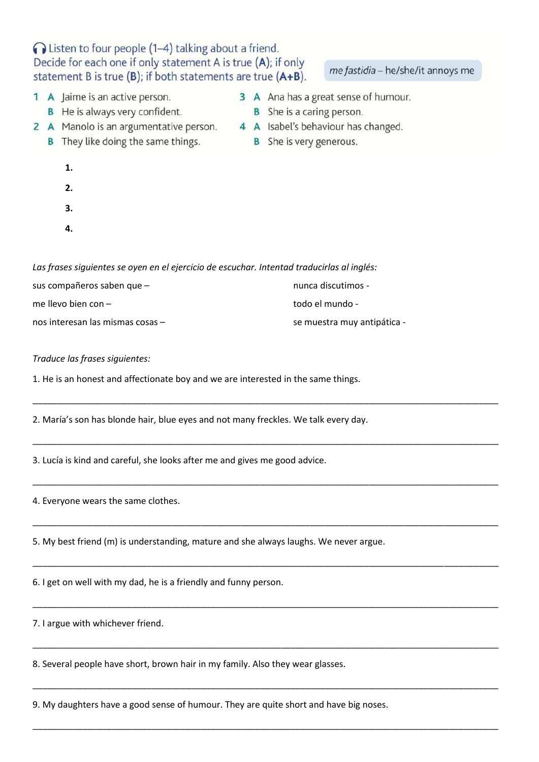🎧 Listen to four people (1–4) talking about a friend. Decide for each one if only statement A is true (**A**); if only statement B is true (**B**); if both statements are true (**A+B**).

*me fastidia* – he/she/it annoys me

1 **A** Jaime is an active person.
  **B** He is always very confident.

2 **A** Manolo is an argumentative person.
  **B** They like doing the same things.

3 **A** Ana has a great sense of humour.
  **B** She is a caring person.

4 **A** Isabel's behaviour has changed.
  **B** She is very generous.

**1.**

**2.**

**3.**

**4.**

*Las frases siguientes se oyen en el ejercicio de escuchar. Intentad traducirlas al inglés:*

sus compañeros saben que –

me llevo bien con –

nos interesan las mismas cosas –

nunca discutimos -

todo el mundo -

se muestra muy antipática -

*Traduce las frases siguientes:*

1. He is an honest and affectionate boy and we are interested in the same things.

___

2. María's son has blonde hair, blue eyes and not many freckles. We talk every day.

___

3. Lucía is kind and careful, she looks after me and gives me good advice.

___

4. Everyone wears the same clothes.

___

5. My best friend (m) is understanding, mature and she always laughs. We never argue.

___

6. I get on well with my dad, he is a friendly and funny person.

___

7. I argue with whichever friend.

___

8. Several people have short, brown hair in my family. Also they wear glasses.

___

9. My daughters have a good sense of humour. They are quite short and have big noses.

___